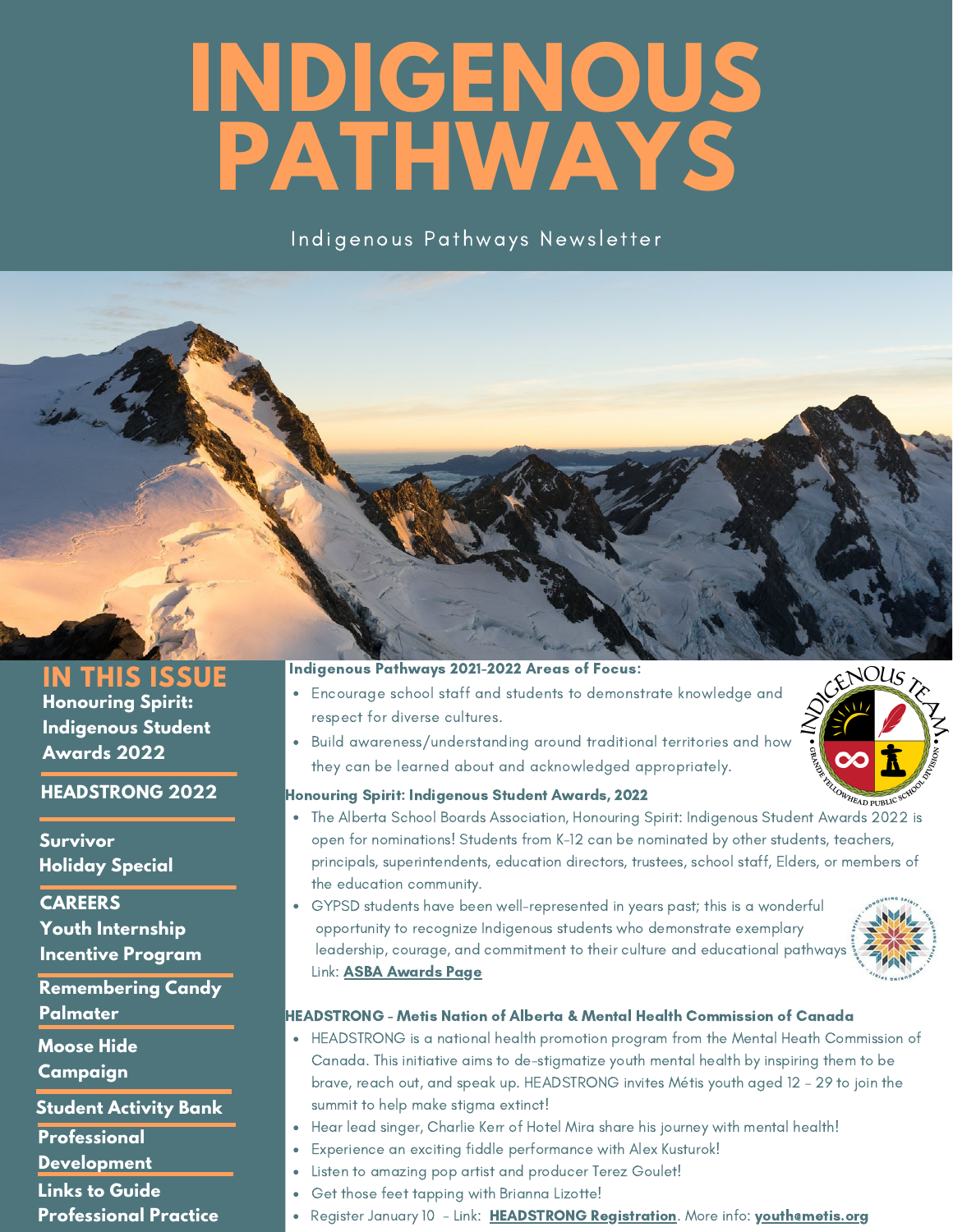# INDIGENOUS PATHWAYS

Indigenous Pathways Newsletter

## IN THIS ISSUE

- Honouring Spirit: Indigenous Student Awards 2022
- HEADSTRONG 2022
- Survivor Holiday Special
- CAREERS Youth Internship Incentive Program
- Remembering Candy Palmater
- Moose Hide Campaign
- Student Activity Bank
- Professional Development
- Links to Guide Professional Practice

### Indigenous Pathways 2021-2022 Areas of Focus:

- Encourage school staff and students to demonstrate knowledge and respect for diverse cultures.
- Build awareness/understanding around traditional territories and how they can be learned about and acknowledged appropriately.

### Honouring Spirit: Indigenous Student Awards, 2022

- The Alberta School Boards Association, Honouring Spirit: Indigenous Student Awards 2022 is open for nominations! Students from K-12 can be nominated by other students, teachers, principals, superintendents, education directors, trustees, school staff, Elders, or members of the education community.
- GYPSD students have been well-represented in years past; this is a wonderful opportunity to recognize Indigenous students who demonstrate exemplary leadership, courage, and commitment to their culture and educational pathways. Link: **ASBA Awards Page**

### HEADSTRONG - Metis Nation of Alberta & Mental Health Commission of Canada

- HEADSTRONG is a national health promotion program from the Mental Heath Commission of Canada. This initiative aims to de-stigmatize youth mental health by inspiring them to be brave, reach out, and speak up. HEADSTRONG invites Métis youth aged 12 - 29 to join the summit to help make stigma extinct!
- Hear lead singer, Charlie Kerr of Hotel Mira share his journey with mental health!
- Experience an exciting fiddle performance with Alex Kusturok!
- Listen to amazing pop artist and producer Terez Goulet!
- Get those feet tapping with Brianna Lizotte!
- Register January 10 - Link: **HEADSTRONG Registration**. More info: **youthemetis.org**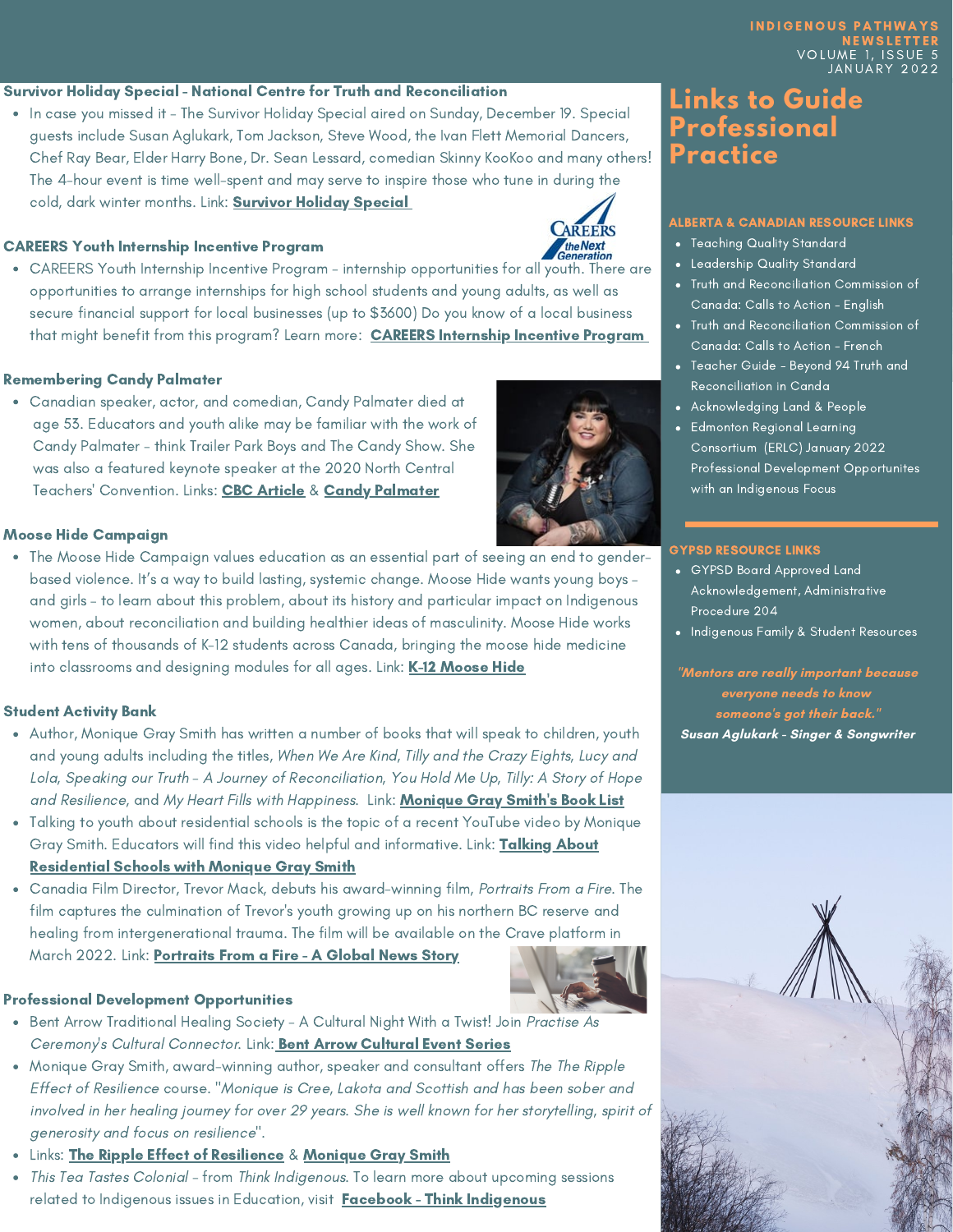## Survivor Holiday Special - National Centre for Truth and Reconciliation

- In case you missed it - The Survivor Holiday Special aired on Sunday, December 19. Special guests include Susan Aglukark, Tom Jackson, Steve Wood, the Ivan Flett Memorial Dancers, Chef Ray Bear, Elder Harry Bone, Dr. Sean Lessard, comedian Skinny KooKoo and many others! The 4-hour event is time well-spent and may serve to inspire those who tune in during the cold, dark winter months. Link: **Survivor Holiday Special**

## CAREERS Youth Internship Incentive Program

- CAREERS Youth Internship Incentive Program - internship opportunities for all youth. There are opportunities to arrange internships for high school students and young adults, as well as secure financial support for local businesses (up to $3600) Do you know of a local business that might benefit from this program? Learn more: **CAREERS Internship Incentive Program**

## Remembering Candy Palmater

- Canadian speaker, actor, and comedian, Candy Palmater died at age 53. Educators and youth alike may be familiar with the work of Candy Palmater - think Trailer Park Boys and The Candy Show. She was also a featured keynote speaker at the 2020 North Central Teachers' Convention. Links: **CBC Article** & **Candy Palmater**

## Moose Hide Campaign

- The Moose Hide Campaign values education as an essential part of seeing an end to gender-based violence. It's a way to build lasting, systemic change. Moose Hide wants young boys - and girls - to learn about this problem, about its history and particular impact on Indigenous women, about reconciliation and building healthier ideas of masculinity. Moose Hide works with tens of thousands of K-12 students across Canada, bringing the moose hide medicine into classrooms and designing modules for all ages. Link: **K-12 Moose Hide**

## Student Activity Bank

- Author, Monique Gray Smith has written a number of books that will speak to children, youth and young adults including the titles, *When We Are Kind, Tilly and the Crazy Eights, Lucy and Lola, Speaking our Truth - A Journey of Reconciliation, You Hold Me Up, Tilly: A Story of Hope and Resilience*, and *My Heart Fills with Happiness.* Link: **Monique Gray Smith's Book List**
- Talking to youth about residential schools is the topic of a recent YouTube video by Monique Gray Smith. Educators will find this video helpful and informative. Link: **Talking About Residential Schools with Monique Gray Smith**
- Canadia Film Director, Trevor Mack, debuts his award-winning film, *Portraits From a Fire*. The film captures the culmination of Trevor's youth growing up on his northern BC reserve and healing from intergenerational trauma. The film will be available on the Crave platform in March 2022. Link: **Portraits From a Fire - A Global News Story**

## Professional Development Opportunities

- Bent Arrow Traditional Healing Society - A Cultural Night With a Twist! Join *Practise As Ceremony's Cultural Connector.* Link: **Bent Arrow Cultural Event Series**
- Monique Gray Smith, award-winning author, speaker and consultant offers *The The Ripple Effect of Resilience* course. "*Monique is Cree, Lakota and Scottish and has been sober and involved in her healing journey for over 29 years. She is well known for her storytelling, spirit of generosity and focus on resilience*".
- Links: **The Ripple Effect of Resilience** & **Monique Gray Smith**
- *This Tea Tastes Colonial* - from *Think Indigenous.* To learn more about upcoming sessions related to Indigenous issues in Education, visit **Facebook - Think Indigenous**

# Links to Guide Professional Practice

### ALBERTA & CANADIAN RESOURCE LINKS

- Teaching Quality Standard
- Leadership Quality Standard
- Truth and Reconciliation Commission of Canada: Calls to Action - English
- Truth and Reconciliation Commission of Canada: Calls to Action - French
- Teacher Guide - Beyond 94 Truth and Reconciliation in Canda
- Acknowledging Land & People
- Edmonton Regional Learning Consortium (ERLC) January 2022 Professional Development Opportunites with an Indigenous Focus

### GYPSD RESOURCE LINKS

- GYPSD Board Approved Land Acknowledgement, Administrative Procedure 204
- Indigenous Family & Student Resources

***"Mentors are really important because everyone needs to know someone's got their back."***
**Susan Aglukark - Singer & Songwriter**